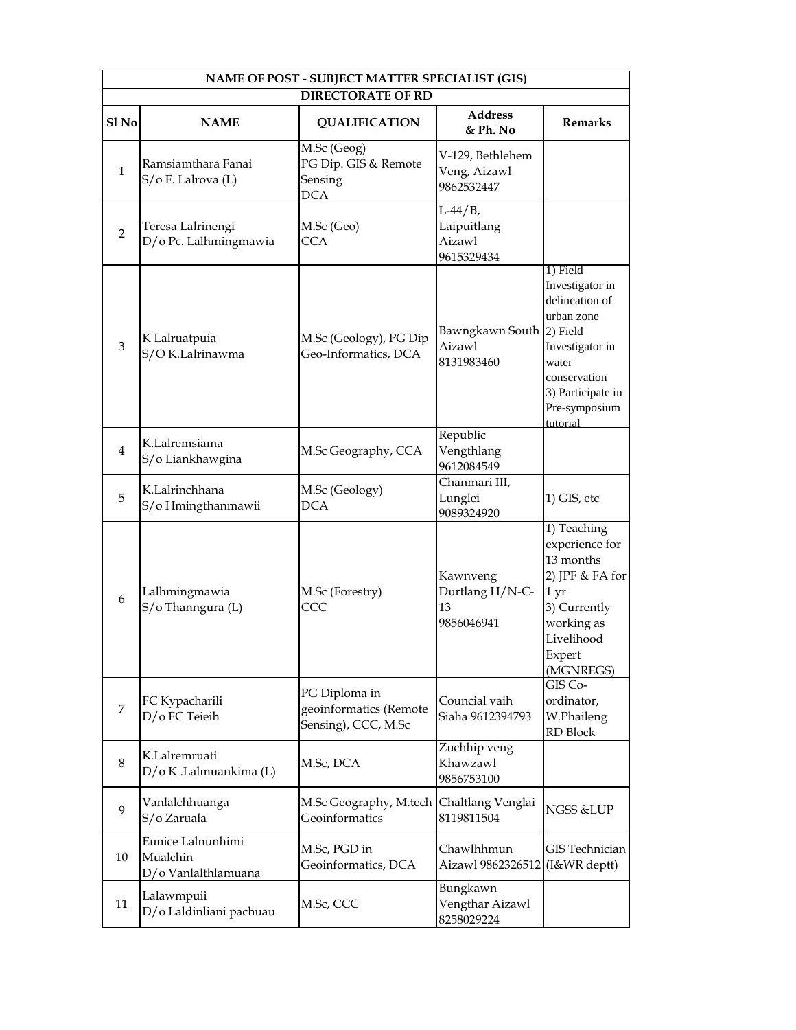| NAME OF POST - SUBJECT MATTER SPECIALIST (GIS) | | | | |
|---|---|---|---|---|
| **DIRECTORATE OF RD** | | | | |
| **Sl No** | **NAME** | **QUALIFICATION** | **Address & Ph. No** | **Remarks** |
| 1 | Ramsiamthara Fanai S/o F. Lalrova (L) | M.Sc (Geog) PG Dip. GIS & Remote Sensing DCA | V-129, Bethlehem Veng, Aizawl 9862532447 | |
| 2 | Teresa Lalrinengi D/o Pc. Lalhmingmawia | M.Sc (Geo) CCA | L-44/B, Laipuitlang Aizawl 9615329434 | |
| 3 | K Lalruatpuia S/O K.Lalrinawma | M.Sc (Geology), PG Dip Geo-Informatics, DCA | Bawngkawn South Aizawl 8131983460 | 1) Field Investigator in delineation of urban zone 2) Field Investigator in water conservation 3) Participate in Pre-symposium tutorial |
| 4 | K.Lalremsiama S/o Liankhawgina | M.Sc Geography, CCA | Republic Vengthlang 9612084549 | |
| 5 | K.Lalrinchhana S/o Hmingthanmawii | M.Sc (Geology) DCA | Chanmari III, Lunglei 9089324920 | 1) GIS, etc |
| 6 | Lalhmingmawia S/o Thanngura (L) | M.Sc (Forestry) CCC | Kawnveng Durtlang H/N-C-13 9856046941 | 1) Teaching experience for 13 months 2) JPF & FA for 1 yr 3) Currently working as Livelihood Expert (MGNREGS) |
| 7 | FC Kypacharili D/o FC Teieih | PG Diploma in geoinformatics (Remote Sensing), CCC, M.Sc | Councial vaih Siaha 9612394793 | GIS Co-ordinator, W.Phaileng RD Block |
| 8 | K.Lalremruati D/o K .Lalmuankima (L) | M.Sc, DCA | Zuchhip veng Khawzawl 9856753100 | |
| 9 | Vanlalchhuanga S/o Zaruala | M.Sc Geography, M.tech Geoinformatics | Chaltlang Venglai 8119811504 | NGSS &LUP |
| 10 | Eunice Lalnunhimi Mualchin D/o Vanlalthlamuana | M.Sc, PGD in Geoinformatics, DCA | Chawlhhmun Aizawl 9862326512 | GIS Technician (I&WR deptt) |
| 11 | Lalawmpuii D/o Laldinliani pachuau | M.Sc, CCC | Bungkawn Vengthar Aizawl 8258029224 | |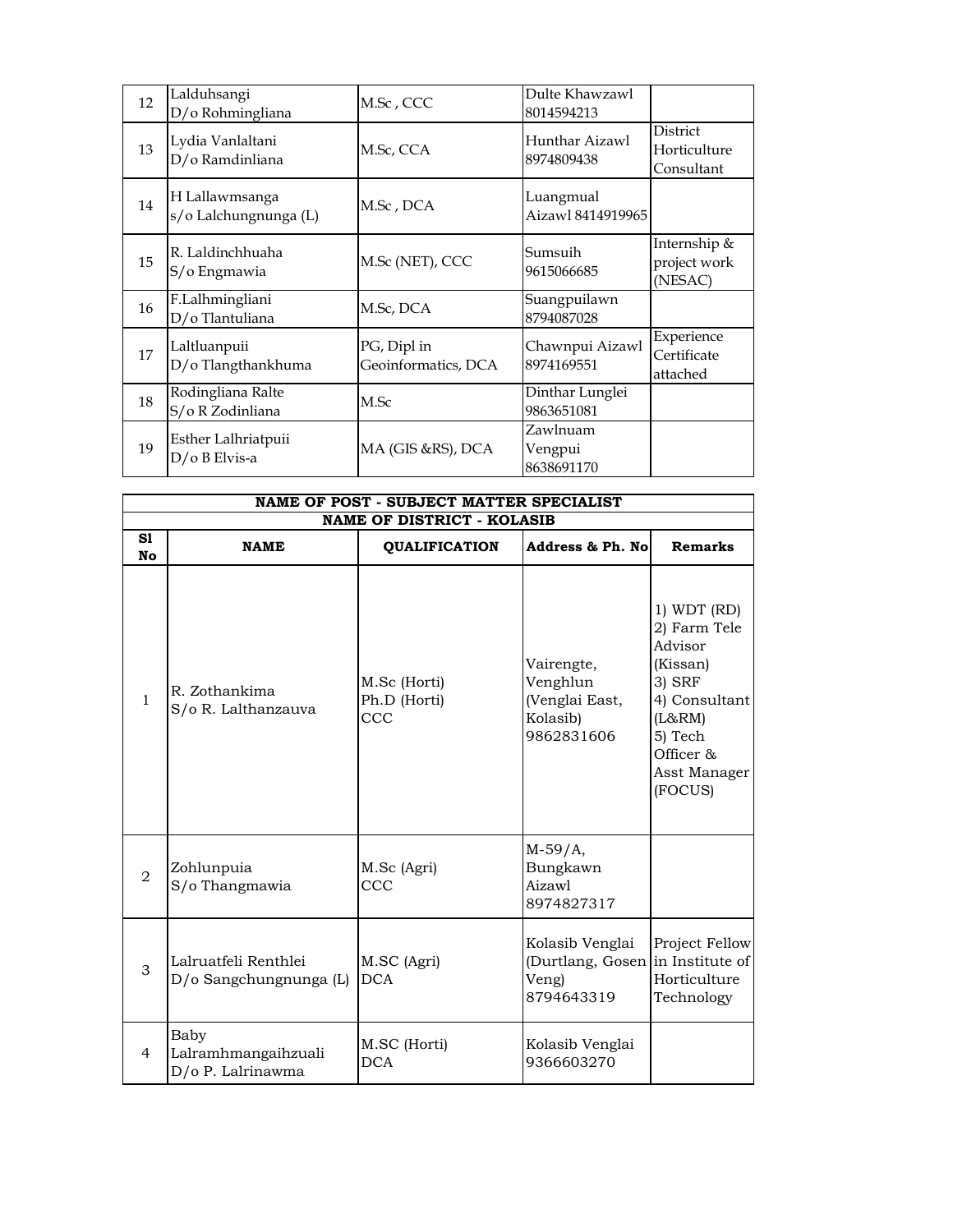| 12 | Lalduhsangi D/o Rohmingliana | M.Sc , CCC | Dulte Khawzawl 8014594213 | |
|---|---|---|---|---|
| 13 | Lydia Vanlaltani D/o Ramdinliana | M.Sc, CCA | Hunthar Aizawl 8974809438 | District Horticulture Consultant |
| 14 | H Lallawmsanga s/o Lalchungnunga (L) | M.Sc , DCA | Luangmual Aizawl 8414919965 | |
| 15 | R. Laldinchhuaha S/o Engmawia | M.Sc (NET), CCC | Sumsuih 9615066685 | Internship & project work (NESAC) |
| 16 | F.Lalhmingliani D/o Tlantuliana | M.Sc, DCA | Suangpuilawn 8794087028 | |
| 17 | Laltluanpuii D/o Tlangthankhuma | PG, Dipl in Geoinformatics, DCA | Chawnpui Aizawl 8974169551 | Experience Certificate attached |
| 18 | Rodingliana Ralte S/o R Zodinliana | M.Sc | Dinthar Lunglei 9863651081 | |
| 19 | Esther Lalhriatpuii D/o B Elvis-a | MA (GIS &RS), DCA | Zawlnuam Vengpui 8638691170 | |

**NAME OF POST - SUBJECT MATTER SPECIALIST**

**NAME OF DISTRICT - KOLASIB**

| Sl No | NAME | QUALIFICATION | Address & Ph. No | Remarks |
|---|---|---|---|---|
| 1 | R. Zothankima S/o R. Lalthanzauva | M.Sc (Horti) Ph.D (Horti) CCC | Vairengte, Venghlun (Venglai East, Kolasib) 9862831606 | 1) WDT (RD) 2) Farm Tele Advisor (Kissan) 3) SRF 4) Consultant (L&RM) 5) Tech Officer & Asst Manager (FOCUS) |
| 2 | Zohlunpuia S/o Thangmawia | M.Sc (Agri) CCC | M-59/A, Bungkawn Aizawl 8974827317 | |
| 3 | Lalruatfeli Renthlei D/o Sangchungnunga (L) | M.SC (Agri) DCA | Kolasib Venglai (Durtlang, Gosen Veng) 8794643319 | Project Fellow in Institute of Horticulture Technology |
| 4 | Baby Lalramhmangaihzuali D/o P. Lalrinawma | M.SC (Horti) DCA | Kolasib Venglai 9366603270 | |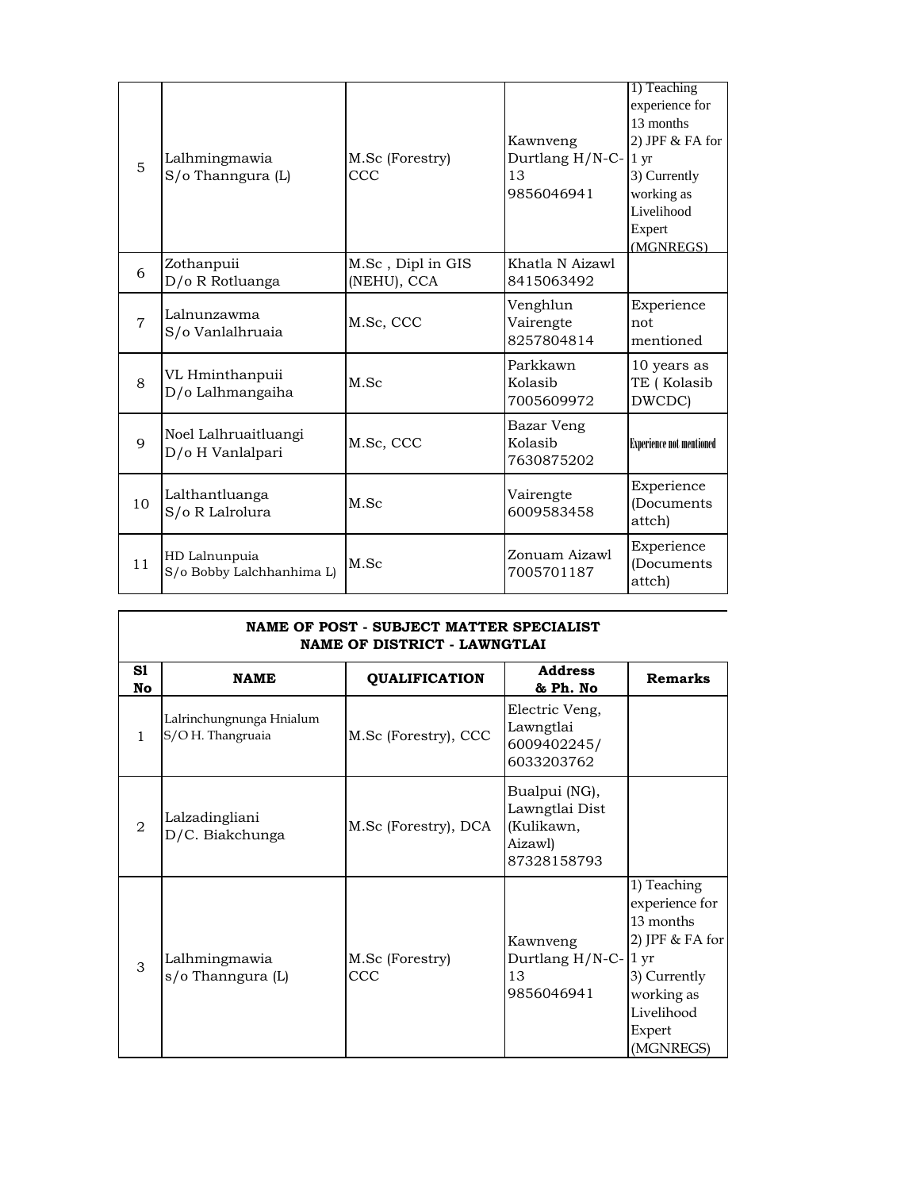| | | | | |
|---|---|---|---|---|
| 5 | Lalhmingmawia S/o Thanngura (L) | M.Sc (Forestry) CCC | Kawnveng Durtlang H/N-C-13 9856046941 | 1) Teaching experience for 13 months 2) JPF & FA for 1 yr 3) Currently working as Livelihood Expert (MGNREGS) |
| 6 | Zothanpuii D/o R Rotluanga | M.Sc , Dipl in GIS (NEHU), CCA | Khatla N Aizawl 8415063492 | |
| 7 | Lalnunzawma S/o Vanlalhruaia | M.Sc, CCC | Venghlun Vairengte 8257804814 | Experience not mentioned |
| 8 | VL Hminthanpuii D/o Lalhmangaiha | M.Sc | Parkkawn Kolasib 7005609972 | 10 years as TE ( Kolasib DWCDC) |
| 9 | Noel Lalhruaitluangi D/o H Vanlalpari | M.Sc, CCC | Bazar Veng Kolasib 7630875202 | Experience not mentioned |
| 10 | Lalthantluanga S/o R Lalrolura | M.Sc | Vairengte 6009583458 | Experience (Documents attch) |
| 11 | HD Lalnunpuia S/o Bobby Lalchhanhima L) | M.Sc | Zonuam Aizawl 7005701187 | Experience (Documents attch) |

**NAME OF POST - SUBJECT MATTER SPECIALIST**
**NAME OF DISTRICT - LAWNGTLAI**

| Sl No | NAME | QUALIFICATION | Address & Ph. No | Remarks |
|---|---|---|---|---|
| 1 | Lalrinchungnunga Hnialum S/O H. Thangruaia | M.Sc (Forestry), CCC | Electric Veng, Lawngtlai 6009402245/ 6033203762 | |
| 2 | Lalzadingliani D/C. Biakchunga | M.Sc (Forestry), DCA | Bualpui (NG), Lawngtlai Dist (Kulikawn, Aizawl) 87328158793 | |
| 3 | Lalhmingmawia s/o Thanngura (L) | M.Sc (Forestry) CCC | Kawnveng Durtlang H/N-C-13 9856046941 | 1) Teaching experience for 13 months 2) JPF & FA for 1 yr 3) Currently working as Livelihood Expert (MGNREGS) |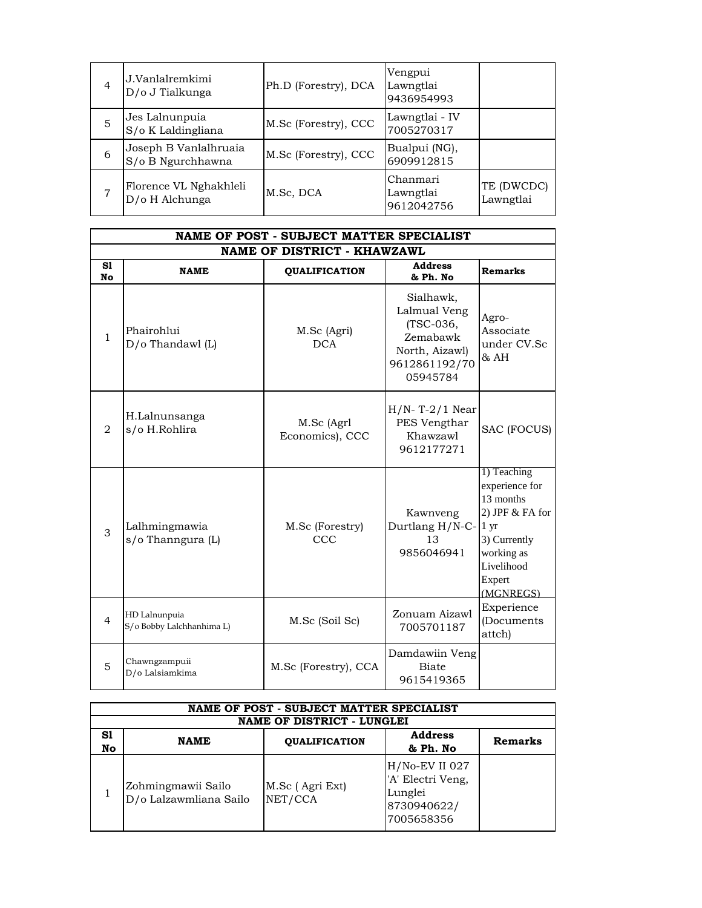| 4 | J.Vanlalremkimi D/o J Tialkunga | Ph.D (Forestry), DCA | Vengpui Lawngtlai 9436954993 | |
|---|---|---|---|---|
| 5 | Jes Lalnunpuia S/o K Laldingliana | M.Sc (Forestry), CCC | Lawngtlai - IV 7005270317 | |
| 6 | Joseph B Vanlalhruaia S/o B Ngurchhawna | M.Sc (Forestry), CCC | Bualpui (NG), 6909912815 | |
| 7 | Florence VL Nghakhleli D/o H Alchunga | M.Sc, DCA | Chanmari Lawngtlai 9612042756 | TE (DWCDC) Lawngtlai |

**NAME OF POST - SUBJECT MATTER SPECIALIST**

**NAME OF DISTRICT - KHAWZAWL**

| Sl No | NAME | QUALIFICATION | Address & Ph. No | Remarks |
|---|---|---|---|---|
| 1 | Phairohlui D/o Thandawl (L) | M.Sc (Agri) DCA | Sialhawk, Lalmual Veng (TSC-036, Zemabawk North, Aizawl) 9612861192/7005945784 | Agro-Associate under CV.Sc & AH |
| 2 | H.Lalnunsanga s/o H.Rohlira | M.Sc (Agrl Economics), CCC | H/N- T-2/1 Near PES Vengthar Khawzawl 9612177271 | SAC (FOCUS) |
| 3 | Lalhmingmawia s/o Thanngura (L) | M.Sc (Forestry) CCC | Kawnveng Durtlang H/N-C-13 9856046941 | 1) Teaching experience for 13 months 2) JPF & FA for 1 yr 3) Currently working as Livelihood Expert (MGNREGS) |
| 4 | HD Lalnunpuia S/o Bobby Lalchhanhima L) | M.Sc (Soil Sc) | Zonuam Aizawl 7005701187 | Experience (Documents attch) |
| 5 | Chawngzampuii D/o Lalsiamkima | M.Sc (Forestry), CCA | Damdawiin Veng Biate 9615419365 | |

**NAME OF POST - SUBJECT MATTER SPECIALIST**

**NAME OF DISTRICT - LUNGLEI**

| Sl No | NAME | QUALIFICATION | Address & Ph. No | Remarks |
|---|---|---|---|---|
| 1 | Zohmingmawii Sailo D/o Lalzawmliana Sailo | M.Sc ( Agri Ext) NET/CCA | H/No-EV II 027 'A' Electri Veng, Lunglei 8730940622/ 7005658356 | |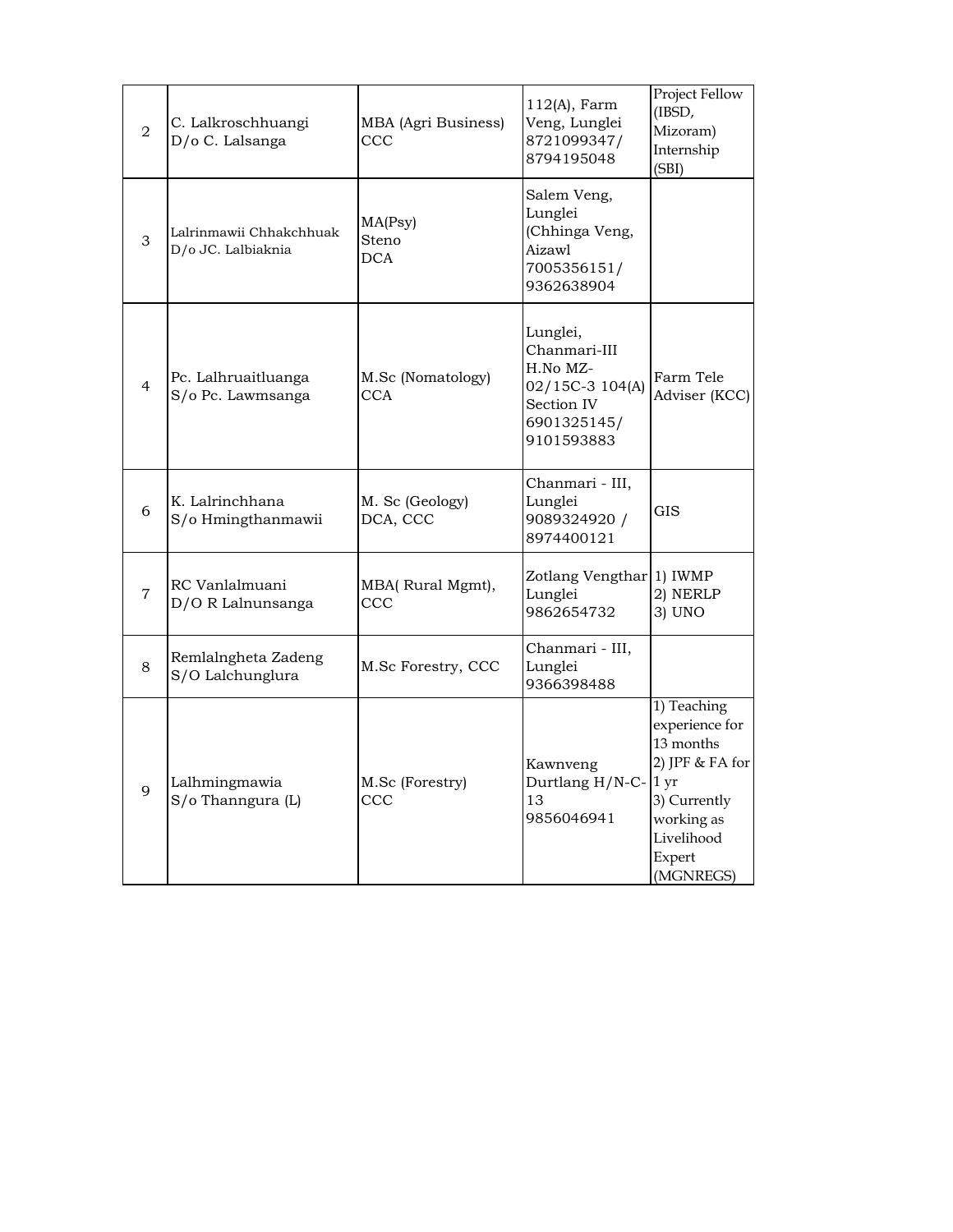| 2 | C. Lalkroschhuangi<br>D/o C. Lalsanga | MBA (Agri Business)<br>CCC | 112(A), Farm Veng, Lunglei<br>8721099347/<br>8794195048 | Project Fellow (IBSD, Mizoram)<br>Internship (SBI) |
|---|---|---|---|---|
| 3 | Lalrinmawii Chhakchhuak<br>D/o JC. Lalbiaknia | MA(Psy)<br>Steno<br>DCA | Salem Veng, Lunglei (Chhinga Veng, Aizawl<br>7005356151/<br>9362638904 | |
| 4 | Pc. Lalhruaitluanga<br>S/o Pc. Lawmsanga | M.Sc (Nomatology)<br>CCA | Lunglei, Chanmari-III H.No MZ-02/15C-3 104(A) Section IV<br>6901325145/<br>9101593883 | Farm Tele Adviser (KCC) |
| 6 | K. Lalrinchhana<br>S/o Hmingthanmawii | M. Sc (Geology)<br>DCA, CCC | Chanmari - III, Lunglei<br>9089324920 /<br>8974400121 | GIS |
| 7 | RC Vanlalmuani<br>D/O R Lalnunsanga | MBA( Rural Mgmt),<br>CCC | Zotlang Vengthar Lunglei<br>9862654732 | 1) IWMP<br>2) NERLP<br>3) UNO |
| 8 | Remlalngheta Zadeng<br>S/O Lalchunglura | M.Sc Forestry, CCC | Chanmari - III, Lunglei<br>9366398488 | |
| 9 | Lalhmingmawia<br>S/o Thanngura (L) | M.Sc (Forestry)<br>CCC | Kawnveng Durtlang H/N-C-13<br>9856046941 | 1) Teaching experience for 13 months<br>2) JPF & FA for 1 yr<br>3) Currently working as Livelihood Expert (MGNREGS) |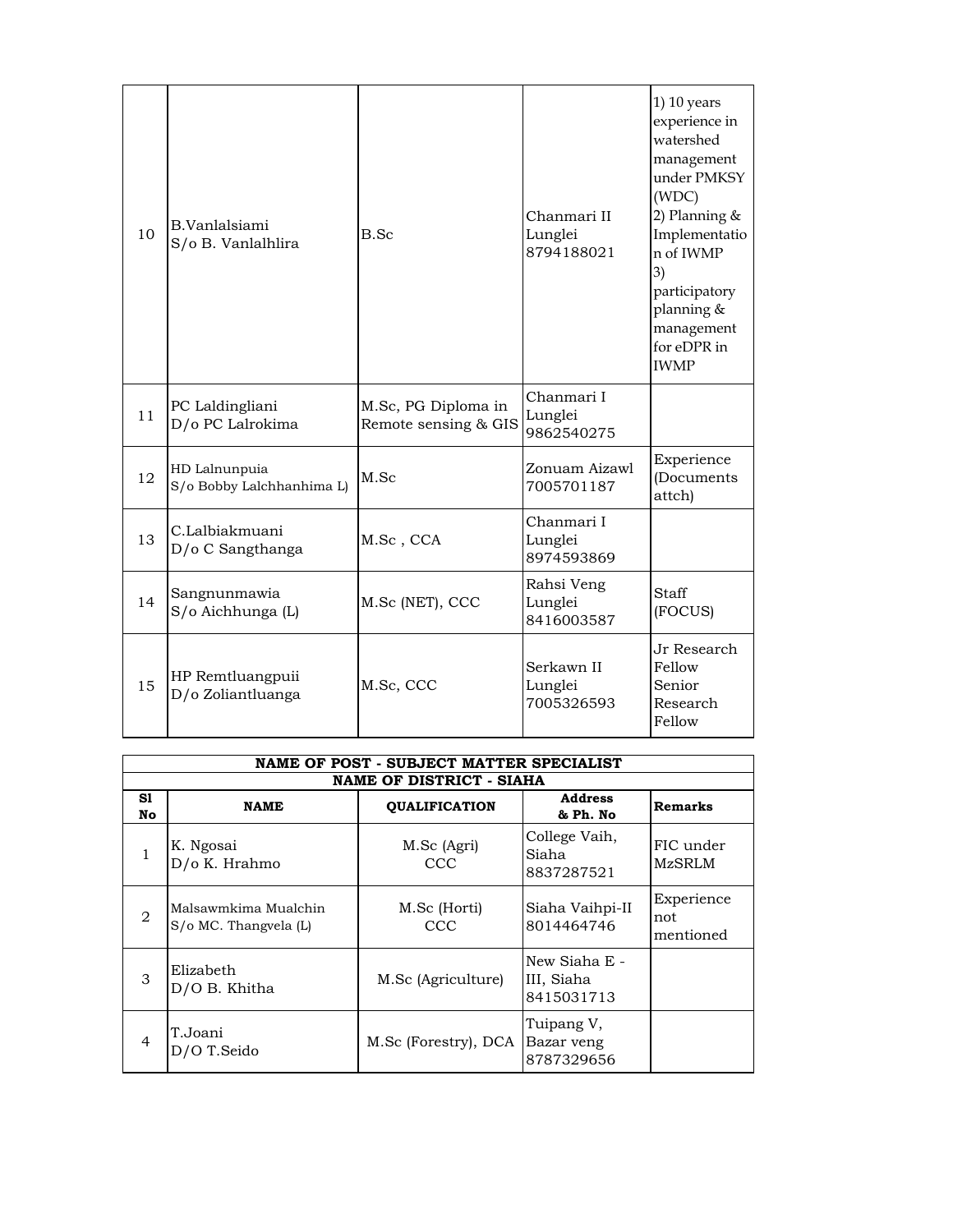| Sl No | NAME | QUALIFICATION | Address & Ph. No | Remarks |
|---|---|---|---|---|
| 10 | B.Vanlalsiami S/o B. Vanlalhlira | B.Sc | Chanmari II Lunglei 8794188021 | 1) 10 years experience in watershed management under PMKSY (WDC) 2) Planning & Implementation of IWMP 3) participatory planning & management for eDPR in IWMP |
| 11 | PC Laldingliani D/o PC Lalrokima | M.Sc, PG Diploma in Remote sensing & GIS | Chanmari I Lunglei 9862540275 | |
| 12 | HD Lalnunpuia S/o Bobby Lalchhanhima L) | M.Sc | Zonuam Aizawl 7005701187 | Experience (Documents attch) |
| 13 | C.Lalbiakmuani D/o C Sangthanga | M.Sc , CCA | Chanmari I Lunglei 8974593869 | |
| 14 | Sangnunmawia S/o Aichhunga (L) | M.Sc (NET), CCC | Rahsi Veng Lunglei 8416003587 | Staff (FOCUS) |
| 15 | HP Remtluangpuii D/o Zoliantluanga | M.Sc, CCC | Serkawn II Lunglei 7005326593 | Jr Research Fellow Senior Research Fellow |

**NAME OF POST - SUBJECT MATTER SPECIALIST**

**NAME OF DISTRICT - SIAHA**

| Sl No | NAME | QUALIFICATION | Address & Ph. No | Remarks |
|---|---|---|---|---|
| 1 | K. Ngosai D/o K. Hrahmo | M.Sc (Agri) CCC | College Vaih, Siaha 8837287521 | FIC under MzSRLM |
| 2 | Malsawmkima Mualchin S/o MC. Thangvela (L) | M.Sc (Horti) CCC | Siaha Vaihpi-II 8014464746 | Experience not mentioned |
| 3 | Elizabeth D/O B. Khitha | M.Sc (Agriculture) | New Siaha E - III, Siaha 8415031713 | |
| 4 | T.Joani D/O T.Seido | M.Sc (Forestry), DCA | Tuipang V, Bazar veng 8787329656 | |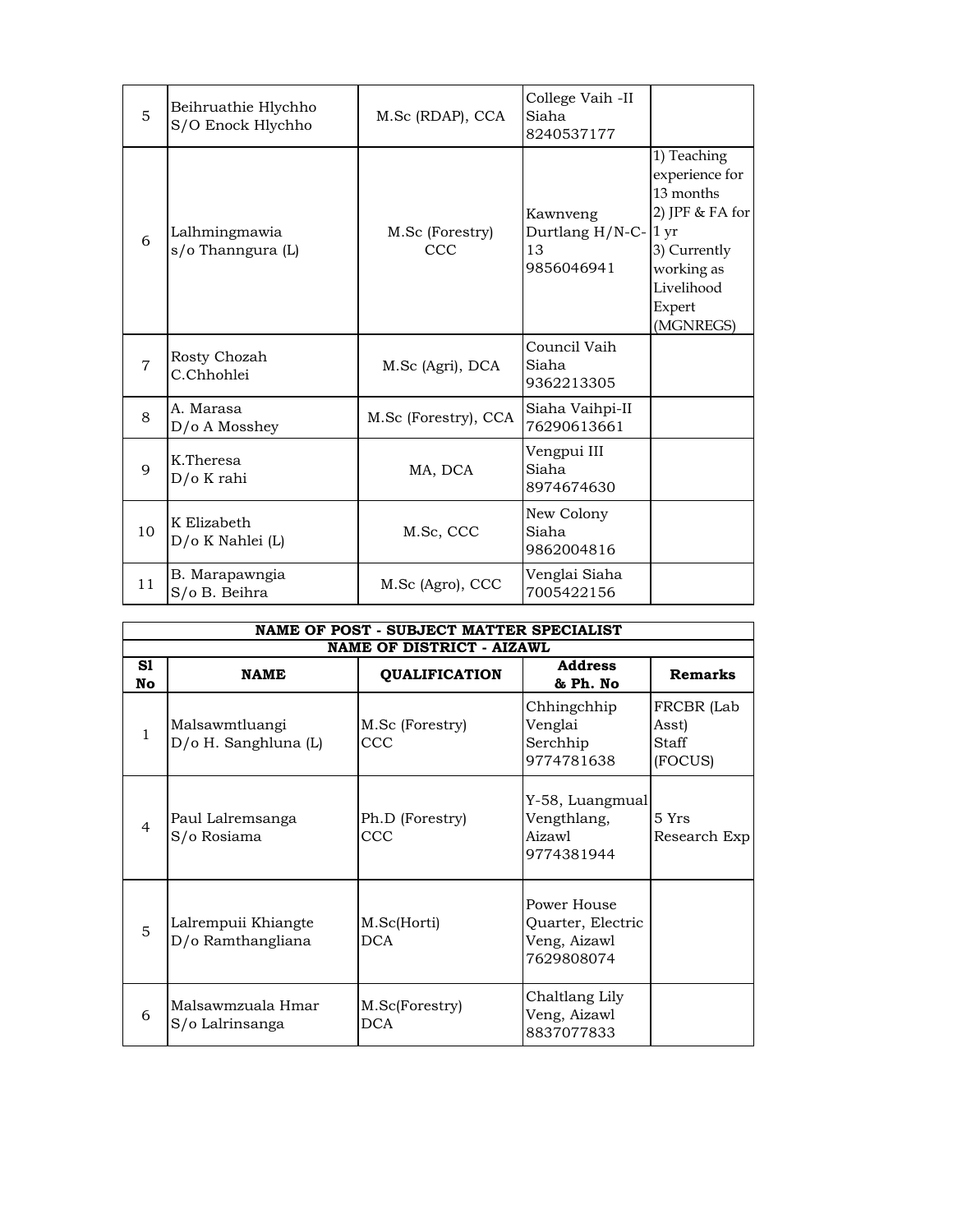| Sl No | NAME | QUALIFICATION | Address & Ph. No | Remarks |
|---|---|---|---|---|
| 5 | Beihruathie Hlychho S/O Enock Hlychho | M.Sc (RDAP), CCA | College Vaih -II Siaha 8240537177 | |
| 6 | Lalhmingmawia s/o Thanngura (L) | M.Sc (Forestry) CCC | Kawnveng Durtlang H/N-C-13 9856046941 | 1) Teaching experience for 13 months 2) JPF & FA for 1 yr 3) Currently working as Livelihood Expert (MGNREGS) |
| 7 | Rosty Chozah C.Chhohlei | M.Sc (Agri), DCA | Council Vaih Siaha 9362213305 | |
| 8 | A. Marasa D/o A Mosshey | M.Sc (Forestry), CCA | Siaha Vaihpi-II 76290613661 | |
| 9 | K.Theresa D/o K rahi | MA, DCA | Vengpui III Siaha 8974674630 | |
| 10 | K Elizabeth D/o K Nahlei (L) | M.Sc, CCC | New Colony Siaha 9862004816 | |
| 11 | B. Marapawngia S/o B. Beihra | M.Sc (Agro), CCC | Venglai Siaha 7005422156 | |

| **NAME OF POST - SUBJECT MATTER SPECIALIST** | | | | |
|---|---|---|---|---|
| **NAME OF DISTRICT - AIZAWL** | | | | |
| **Sl No** | **NAME** | **QUALIFICATION** | **Address & Ph. No** | **Remarks** |
| 1 | Malsawmtluangi D/o H. Sanghluna (L) | M.Sc (Forestry) CCC | Chhingchhip Venglai Serchhip 9774781638 | FRCBR (Lab Asst) Staff (FOCUS) |
| 4 | Paul Lalremsanga S/o Rosiama | Ph.D (Forestry) CCC | Y-58, Luangmual Vengthlang, Aizawl 9774381944 | 5 Yrs Research Exp |
| 5 | Lalrempuii Khiangte D/o Ramthangliana | M.Sc(Horti) DCA | Power House Quarter, Electric Veng, Aizawl 7629808074 | |
| 6 | Malsawmzuala Hmar S/o Lalrinsanga | M.Sc(Forestry) DCA | Chaltlang Lily Veng, Aizawl 8837077833 | |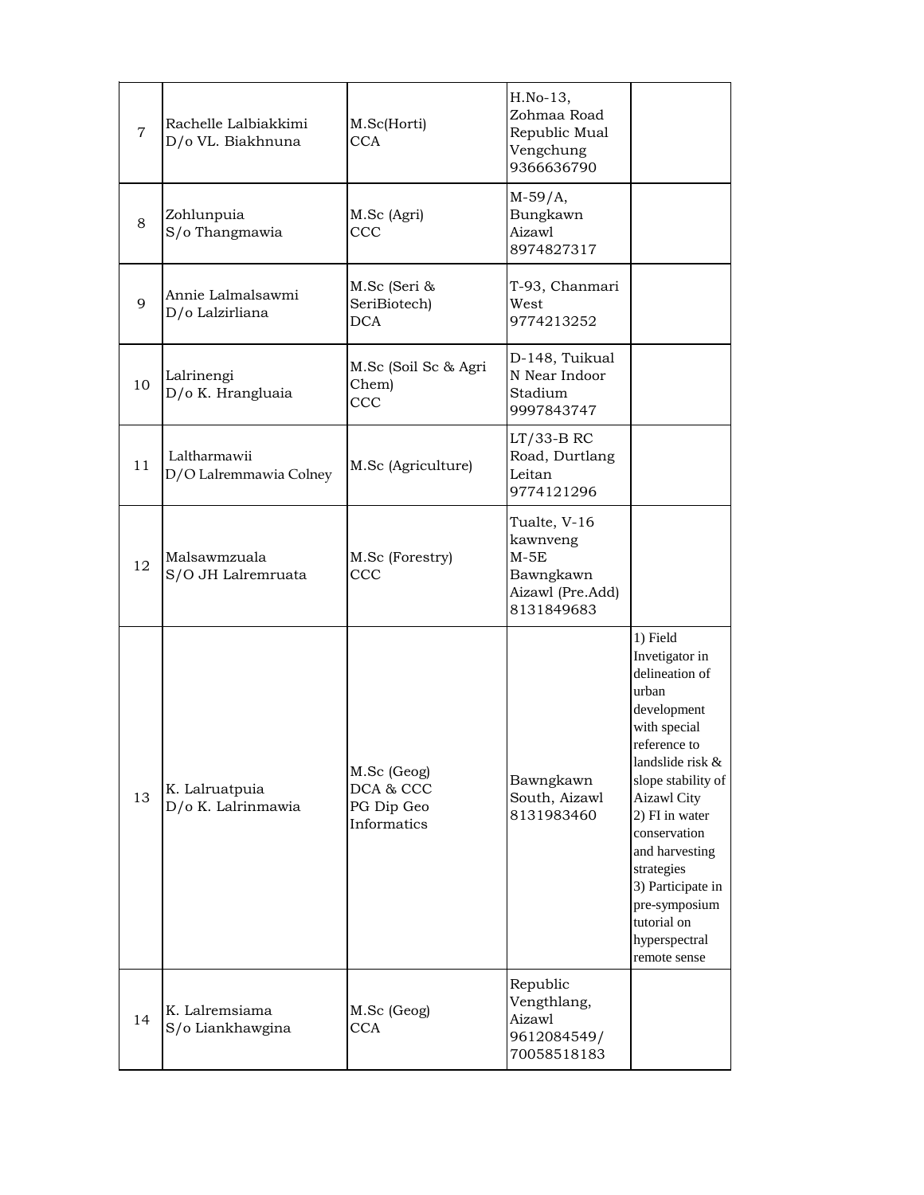| 7 | Rachelle Lalbiakkimi<br>D/o VL. Biakhnuna | M.Sc(Horti)<br>CCA | H.No-13, Zohmaa Road Republic Mual Vengchung<br>9366636790 | |
|---|---|---|---|---|
| 8 | Zohlunpuia<br>S/o Thangmawia | M.Sc (Agri)<br>CCC | M-59/A, Bungkawn Aizawl<br>8974827317 | |
| 9 | Annie Lalmalsawmi<br>D/o Lalzirliana | M.Sc (Seri & SeriBiotech)<br>DCA | T-93, Chanmari West<br>9774213252 | |
| 10 | Lalrinengi<br>D/o K. Hrangluaia | M.Sc (Soil Sc & Agri Chem)<br>CCC | D-148, Tuikual N Near Indoor Stadium<br>9997843747 | |
| 11 | Laltharmawii<br>D/O Lalremmawia Colney | M.Sc (Agriculture) | LT/33-B RC Road, Durtlang Leitan<br>9774121296 | |
| 12 | Malsawmzuala<br>S/O JH Lalremruata | M.Sc (Forestry)<br>CCC | Tualte, V-16 kawnveng M-5E Bawngkawn Aizawl (Pre.Add)<br>8131849683 | |
| 13 | K. Lalruatpuia<br>D/o K. Lalrinmawia | M.Sc (Geog)<br>DCA & CCC<br>PG Dip Geo Informatics | Bawngkawn South, Aizawl<br>8131983460 | 1) Field Invetigator in delineation of urban development with special reference to landslide risk & slope stability of Aizawl City<br>2) FI in water conservation and harvesting strategies<br>3) Participate in pre-symposium tutorial on hyperspectral remote sense |
| 14 | K. Lalremsiama<br>S/o Liankhawgina | M.Sc (Geog)<br>CCA | Republic Vengthlang, Aizawl<br>9612084549/ 70058518183 | |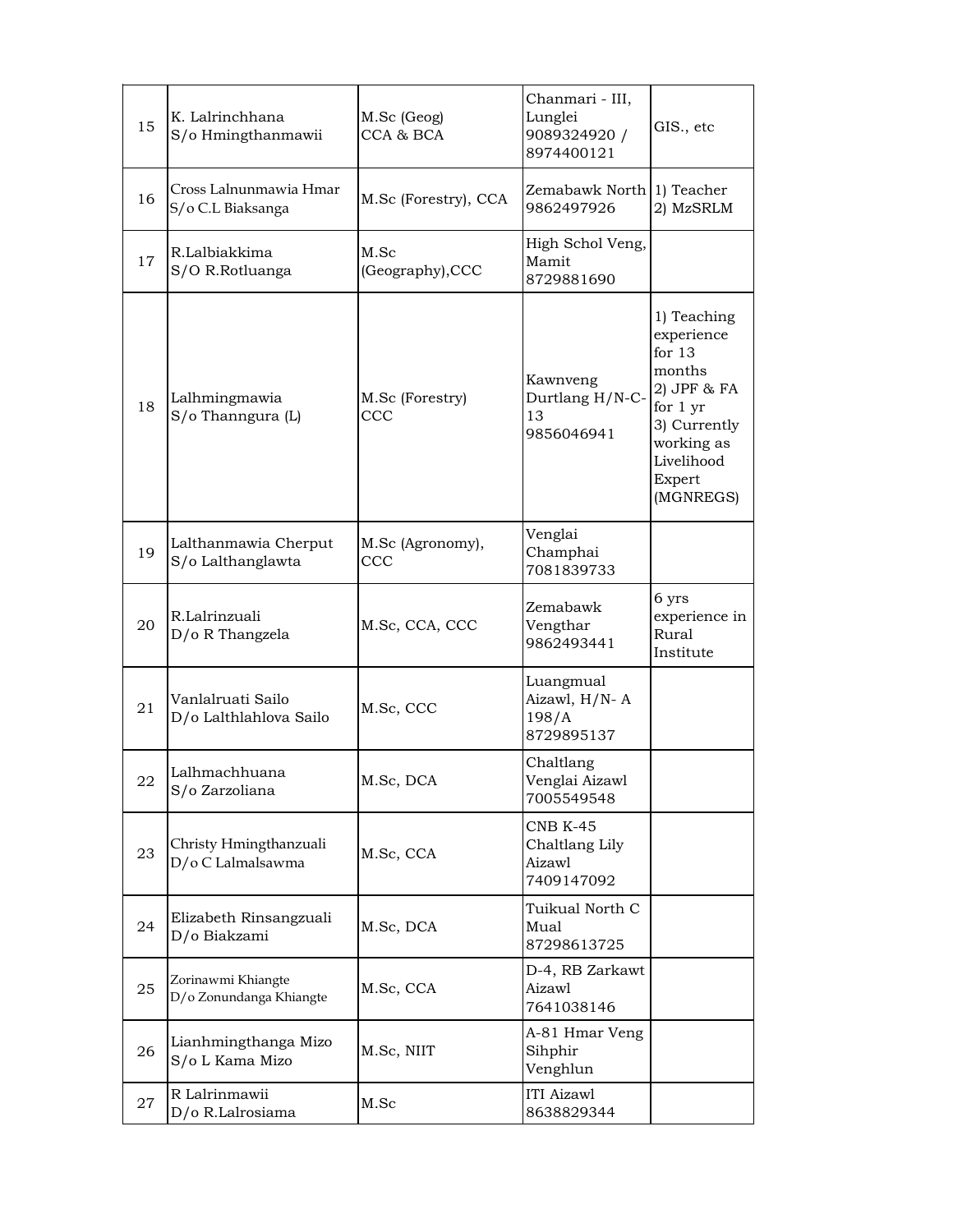| | | | | |
|---|---|---|---|---|
| 15 | K. Lalrinchhana<br>S/o Hmingthanmawii | M.Sc (Geog)<br>CCA & BCA | Chanmari - III, Lunglei<br>9089324920 / 8974400121 | GIS., etc |
| 16 | Cross Lalnunmawia Hmar<br>S/o C.L Biaksanga | M.Sc (Forestry), CCA | Zemabawk North<br>9862497926 | 1) Teacher<br>2) MzSRLM |
| 17 | R.Lalbiakkima<br>S/O R.Rotluanga | M.Sc (Geography),CCC | High Schol Veng, Mamit<br>8729881690 | |
| 18 | Lalhmingmawia<br>S/o Thanngura (L) | M.Sc (Forestry)<br>CCC | Kawnveng Durtlang H/N-C-13<br>9856046941 | 1) Teaching experience for 13 months<br>2) JPF & FA for 1 yr<br>3) Currently working as Livelihood Expert (MGNREGS) |
| 19 | Lalthanmawia Cherput<br>S/o Lalthanglawta | M.Sc (Agronomy), CCC | Venglai Champhai<br>7081839733 | |
| 20 | R.Lalrinzuali<br>D/o R Thangzela | M.Sc, CCA, CCC | Zemabawk Vengthar<br>9862493441 | 6 yrs experience in Rural Institute |
| 21 | Vanlalruati Sailo<br>D/o Lalthlahlova Sailo | M.Sc, CCC | Luangmual Aizawl, H/N- A 198/A<br>8729895137 | |
| 22 | Lalhmachhuana<br>S/o Zarzoliana | M.Sc, DCA | Chaltlang Venglai Aizawl<br>7005549548 | |
| 23 | Christy Hmingthanzuali<br>D/o C Lalmalsawma | M.Sc, CCA | CNB K-45 Chaltlang Lily Aizawl<br>7409147092 | |
| 24 | Elizabeth Rinsangzuali<br>D/o Biakzami | M.Sc, DCA | Tuikual North C Mual<br>87298613725 | |
| 25 | Zorinawmi Khiangte<br>D/o Zonundanga Khiangte | M.Sc, CCA | D-4, RB Zarkawt Aizawl<br>7641038146 | |
| 26 | Lianhmingthanga Mizo<br>S/o L Kama Mizo | M.Sc, NIIT | A-81 Hmar Veng Sihphir Venghlun | |
| 27 | R Lalrinmawii<br>D/o R.Lalrosiama | M.Sc | ITI Aizawl<br>8638829344 | |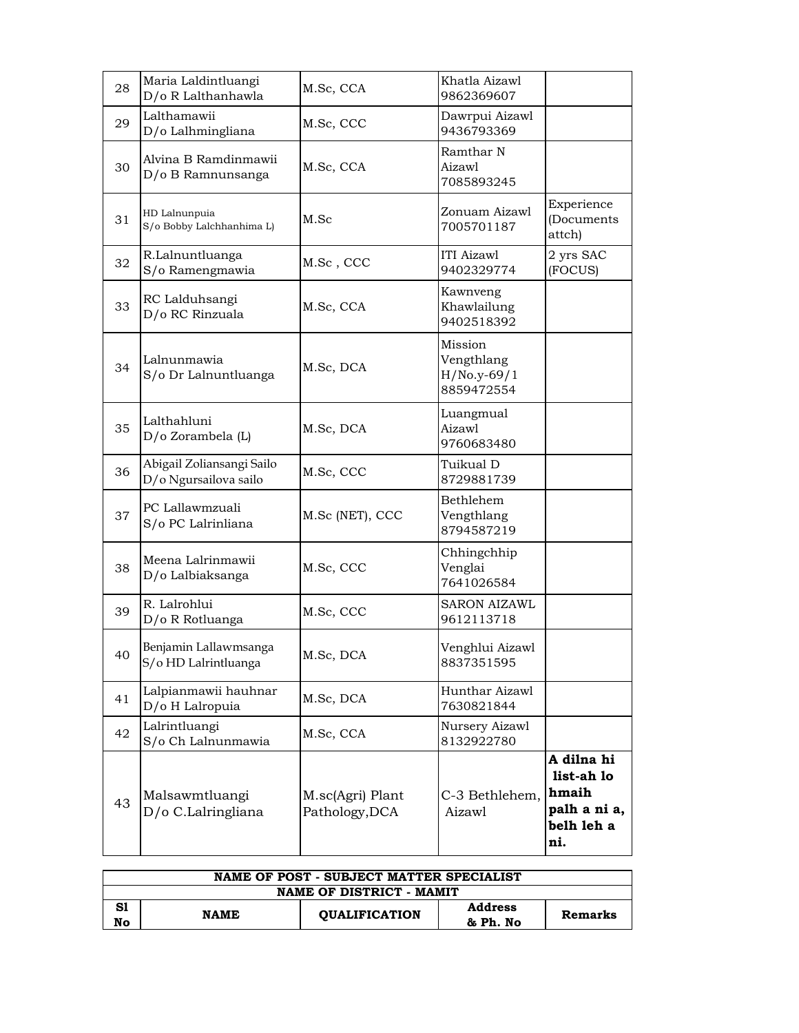| 28 | Maria Laldintluangi D/o R Lalthanhawla | M.Sc, CCA | Khatla Aizawl 9862369607 | |
|---|---|---|---|---|
| 29 | Lalthamawii D/o Lalhmingliana | M.Sc, CCC | Dawrpui Aizawl 9436793369 | |
| 30 | Alvina B Ramdinmawii D/o B Ramnunsanga | M.Sc, CCA | Ramthar N Aizawl 7085893245 | |
| 31 | HD Lalnunpuia S/o Bobby Lalchhanhima L) | M.Sc | Zonuam Aizawl 7005701187 | Experience (Documents attch) |
| 32 | R.Lalnuntluanga S/o Ramengmawia | M.Sc , CCC | ITI Aizawl 9402329774 | 2 yrs SAC (FOCUS) |
| 33 | RC Lalduhsangi D/o RC Rinzuala | M.Sc, CCA | Kawnveng Khawlailung 9402518392 | |
| 34 | Lalnunmawia S/o Dr Lalnuntluanga | M.Sc, DCA | Mission Vengthlang H/No.y-69/1 8859472554 | |
| 35 | Lalthahluni D/o Zorambela (L) | M.Sc, DCA | Luangmual Aizawl 9760683480 | |
| 36 | Abigail Zoliansangi Sailo D/o Ngursailova sailo | M.Sc, CCC | Tuikual D 8729881739 | |
| 37 | PC Lallawmzuali S/o PC Lalrinliana | M.Sc (NET), CCC | Bethlehem Vengthlang 8794587219 | |
| 38 | Meena Lalrinmawii D/o Lalbiaksanga | M.Sc, CCC | Chhingchhip Venglai 7641026584 | |
| 39 | R. Lalrohlui D/o R Rotluanga | M.Sc, CCC | SARON AIZAWL 9612113718 | |
| 40 | Benjamin Lallawmsanga S/o HD Lalrintluanga | M.Sc, DCA | Venghlui Aizawl 8837351595 | |
| 41 | Lalpianmawii hauhnar D/o H Lalropuia | M.Sc, DCA | Hunthar Aizawl 7630821844 | |
| 42 | Lalrintluangi S/o Ch Lalnunmawia | M.Sc, CCA | Nursery Aizawl 8132922780 | |
| 43 | Malsawmtluangi D/o C.Lalringliana | M.sc(Agri) Plant Pathology,DCA | C-3 Bethlehem, Aizawl | **A dilna hi list-ah lo hmaih palh a ni a, belh leh a ni.** |

| **NAME OF POST - SUBJECT MATTER SPECIALIST** | | | | |
|---|---|---|---|---|
| **NAME OF DISTRICT - MAMIT** | | | | |
| **Sl No** | **NAME** | **QUALIFICATION** | **Address & Ph. No** | **Remarks** |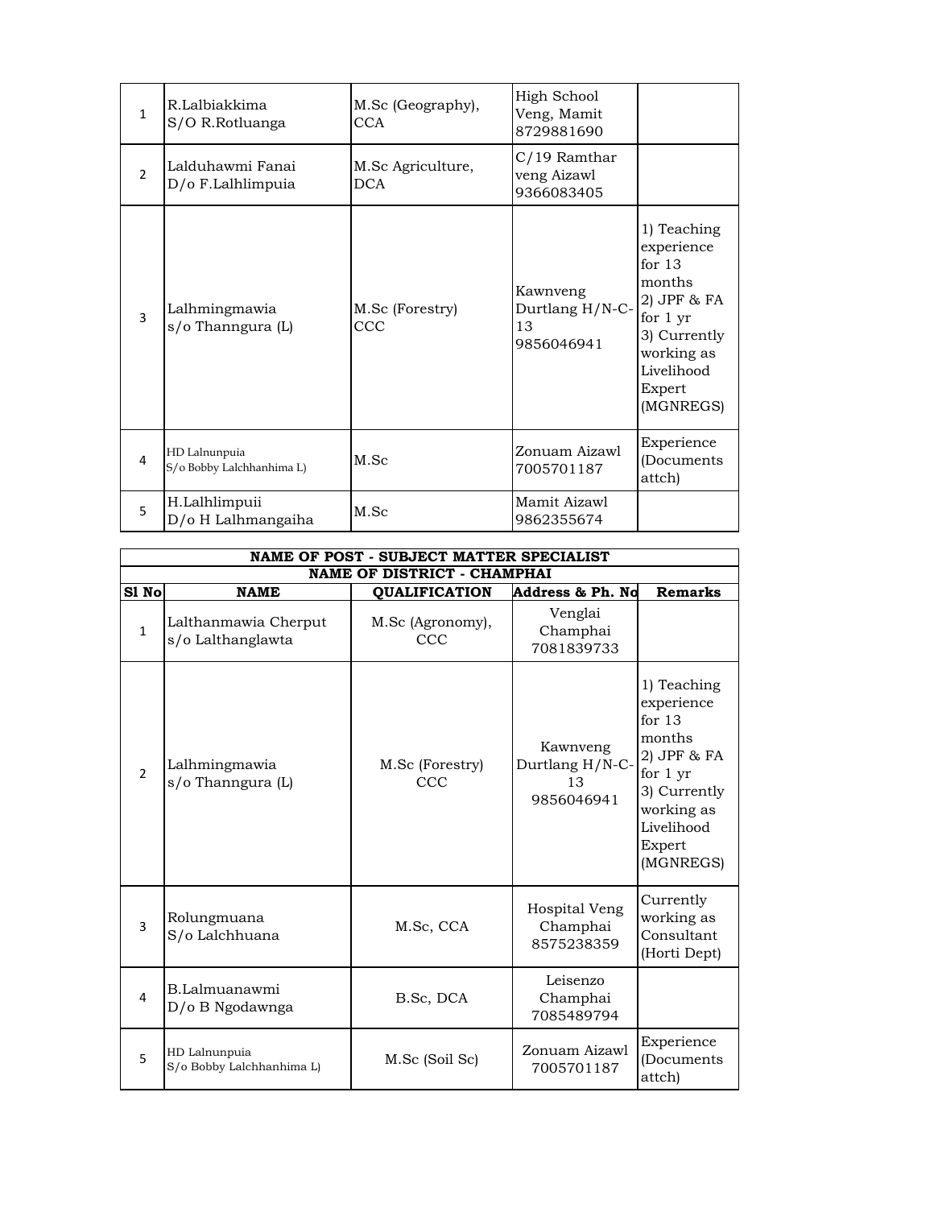| Sl No | NAME | QUALIFICATION | Address & Ph. No | Remarks |
|---|---|---|---|---|
| 1 | R.Lalbiakkima S/O R.Rotluanga | M.Sc (Geography), CCA | High School Veng, Mamit 8729881690 | |
| 2 | Lalduhawmi Fanai D/o F.Lalhlimpuia | M.Sc Agriculture, DCA | C/19 Ramthar veng Aizawl 9366083405 | |
| 3 | Lalhmingmawia s/o Thanngura (L) | M.Sc (Forestry) CCC | Kawnveng Durtlang H/N-C-13 9856046941 | 1) Teaching experience for 13 months 2) JPF & FA for 1 yr 3) Currently working as Livelihood Expert (MGNREGS) |
| 4 | HD Lalnunpuia S/o Bobby Lalchhanhima L) | M.Sc | Zonuam Aizawl 7005701187 | Experience (Documents attch) |
| 5 | H.Lalhlimpuii D/o H Lalhmangaiha | M.Sc | Mamit Aizawl 9862355674 | |

| NAME OF POST - SUBJECT MATTER SPECIALIST | | | | |
|---|---|---|---|---|
| **NAME OF DISTRICT - CHAMPHAI** | | | | |
| **Sl No** | **NAME** | **QUALIFICATION** | **Address & Ph. No** | **Remarks** |
| 1 | Lalthanmawia Cherput s/o Lalthanglawta | M.Sc (Agronomy), CCC | Venglai Champhai 7081839733 | |
| 2 | Lalhmingmawia s/o Thanngura (L) | M.Sc (Forestry) CCC | Kawnveng Durtlang H/N-C-13 9856046941 | 1) Teaching experience for 13 months 2) JPF & FA for 1 yr 3) Currently working as Livelihood Expert (MGNREGS) |
| 3 | Rolungmuana S/o Lalchhuana | M.Sc, CCA | Hospital Veng Champhai 8575238359 | Currently working as Consultant (Horti Dept) |
| 4 | B.Lalmuanawmi D/o B Ngodawnga | B.Sc, DCA | Leisenzo Champhai 7085489794 | |
| 5 | HD Lalnunpuia S/o Bobby Lalchhanhima L) | M.Sc (Soil Sc) | Zonuam Aizawl 7005701187 | Experience (Documents attch) |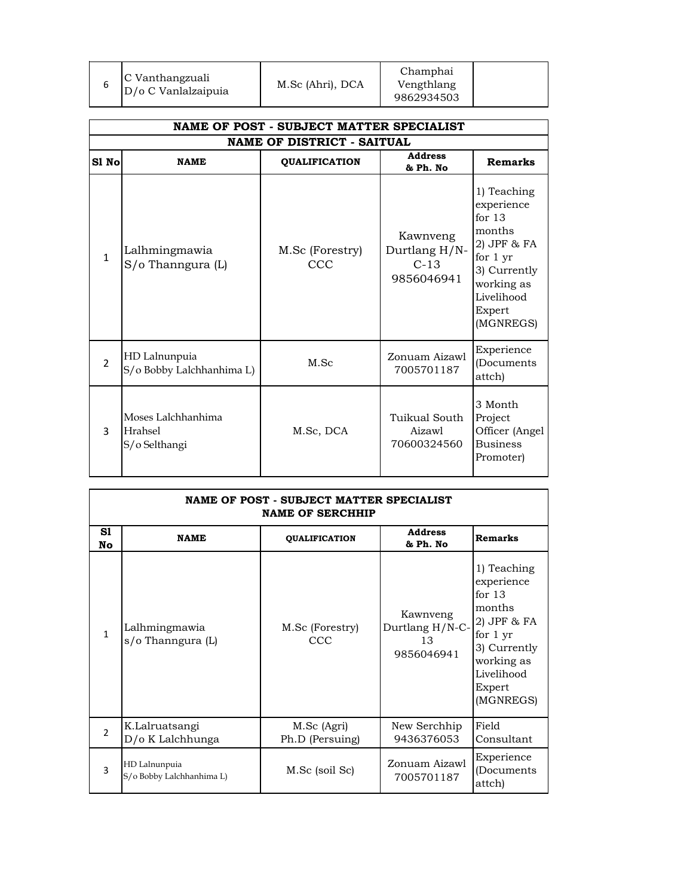| 6 | C Vanthangzuali D/o C Vanlalzaipuia | M.Sc (Ahri), DCA | Champhai Vengthlang 9862934503 | |
|---|---|---|---|---|

**NAME OF POST - SUBJECT MATTER SPECIALIST**

**NAME OF DISTRICT - SAITUAL**

| Sl No | NAME | QUALIFICATION | Address & Ph. No | Remarks |
|---|---|---|---|---|
| 1 | Lalhmingmawia S/o Thanngura (L) | M.Sc (Forestry) CCC | Kawnveng Durtlang H/N-C-13 9856046941 | 1) Teaching experience for 13 months 2) JPF & FA for 1 yr 3) Currently working as Livelihood Expert (MGNREGS) |
| 2 | HD Lalnunpuia S/o Bobby Lalchhanhima L) | M.Sc | Zonuam Aizawl 7005701187 | Experience (Documents attch) |
| 3 | Moses Lalchhanhima Hrahsel S/o Selthangi | M.Sc, DCA | Tuikual South Aizawl 70600324560 | 3 Month Project Officer (Angel Business Promoter) |

**NAME OF POST - SUBJECT MATTER SPECIALIST**

**NAME OF SERCHHIP**

| Sl No | NAME | QUALIFICATION | Address & Ph. No | Remarks |
|---|---|---|---|---|
| 1 | Lalhmingmawia s/o Thanngura (L) | M.Sc (Forestry) CCC | Kawnveng Durtlang H/N-C-13 9856046941 | 1) Teaching experience for 13 months 2) JPF & FA for 1 yr 3) Currently working as Livelihood Expert (MGNREGS) |
| 2 | K.Lalruatsangi D/o K Lalchhunga | M.Sc (Agri) Ph.D (Persuing) | New Serchhip 9436376053 | Field Consultant |
| 3 | HD Lalnunpuia S/o Bobby Lalchhanhima L) | M.Sc (soil Sc) | Zonuam Aizawl 7005701187 | Experience (Documents attch) |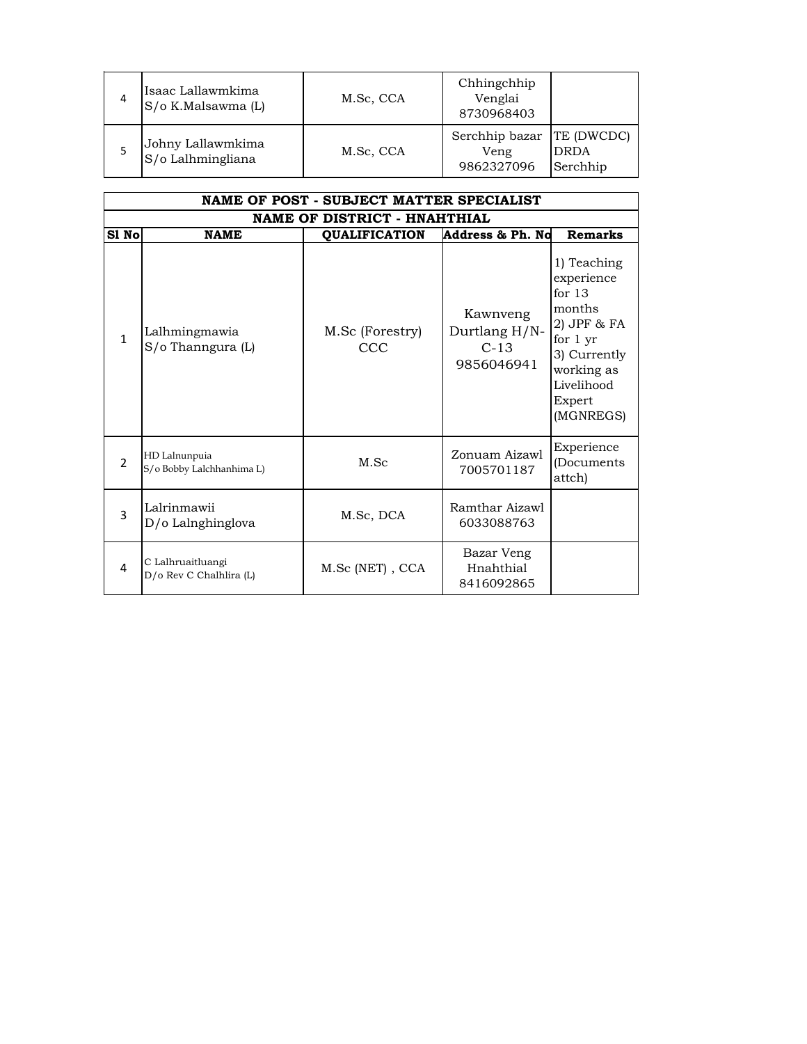| | | | | |
|---|---|---|---|---|
| 4 | Isaac Lallawmkima S/o K.Malsawma (L) | M.Sc, CCA | Chhingchhip Venglai 8730968403 | |
| 5 | Johny Lallawmkima S/o Lalhmingliana | M.Sc, CCA | Serchhip bazar Veng 9862327096 | TE (DWCDC) DRDA Serchhip |

| NAME OF POST - SUBJECT MATTER SPECIALIST | | | | |
|---|---|---|---|---|
| **NAME OF DISTRICT - HNAHTHIAL** | | | | |
| **Sl No** | **NAME** | **QUALIFICATION** | **Address & Ph. No** | **Remarks** |
| 1 | Lalhmingmawia S/o Thanngura (L) | M.Sc (Forestry) CCC | Kawnveng Durtlang H/N-C-13 9856046941 | 1) Teaching experience for 13 months 2) JPF & FA for 1 yr 3) Currently working as Livelihood Expert (MGNREGS) |
| 2 | HD Lalnunpuia S/o Bobby Lalchhanhima L) | M.Sc | Zonuam Aizawl 7005701187 | Experience (Documents attch) |
| 3 | Lalrinmawii D/o Lalnghinglova | M.Sc, DCA | Ramthar Aizawl 6033088763 | |
| 4 | C Lalhruaitluangi D/o Rev C Chalhlira (L) | M.Sc (NET) , CCA | Bazar Veng Hnahthial 8416092865 | |